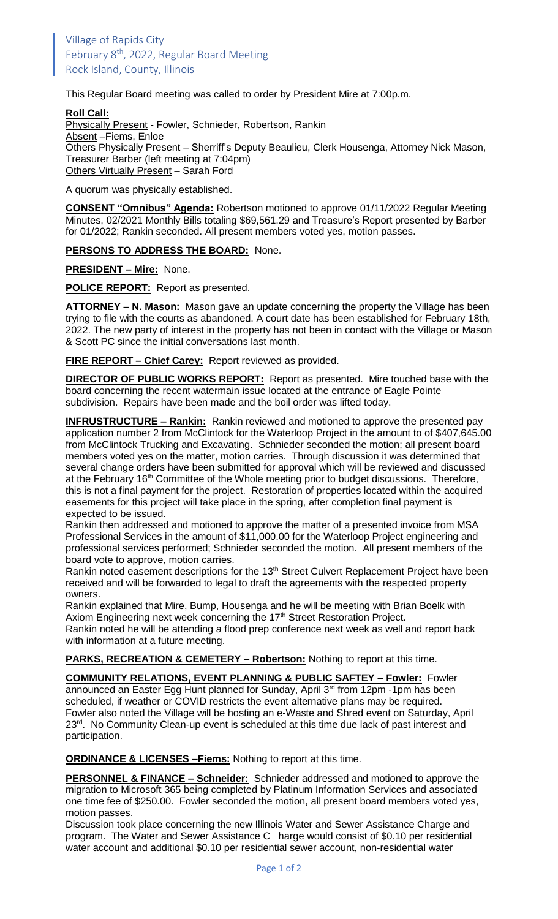Village of Rapids City
February 8th, 2022, Regular Board Meeting
Rock Island, County, Illinois

This Regular Board meeting was called to order by President Mire at 7:00p.m.

**Roll Call:**
Physically Present - Fowler, Schnieder, Robertson, Rankin
Absent –Fiems, Enloe
Others Physically Present – Sherriff's Deputy Beaulieu, Clerk Housenga, Attorney Nick Mason, Treasurer Barber (left meeting at 7:04pm)
Others Virtually Present – Sarah Ford

A quorum was physically established.

**CONSENT "Omnibus" Agenda:** Robertson motioned to approve 01/11/2022 Regular Meeting Minutes, 02/2021 Monthly Bills totaling $69,561.29 and Treasure's Report presented by Barber for 01/2022; Rankin seconded. All present members voted yes, motion passes.

**PERSONS TO ADDRESS THE BOARD:** None.

**PRESIDENT – Mire:** None.

**POLICE REPORT:** Report as presented.

**ATTORNEY – N. Mason:** Mason gave an update concerning the property the Village has been trying to file with the courts as abandoned. A court date has been established for February 18th, 2022. The new party of interest in the property has not been in contact with the Village or Mason & Scott PC since the initial conversations last month.

**FIRE REPORT – Chief Carey:** Report reviewed as provided.

**DIRECTOR OF PUBLIC WORKS REPORT:** Report as presented. Mire touched base with the board concerning the recent watermain issue located at the entrance of Eagle Pointe subdivision. Repairs have been made and the boil order was lifted today.

**INFRUSTRUCTURE – Rankin:** Rankin reviewed and motioned to approve the presented pay application number 2 from McClintock for the Waterloop Project in the amount to of $407,645.00 from McClintock Trucking and Excavating. Schnieder seconded the motion; all present board members voted yes on the matter, motion carries. Through discussion it was determined that several change orders have been submitted for approval which will be reviewed and discussed at the February 16th Committee of the Whole meeting prior to budget discussions. Therefore, this is not a final payment for the project. Restoration of properties located within the acquired easements for this project will take place in the spring, after completion final payment is expected to be issued.

Rankin then addressed and motioned to approve the matter of a presented invoice from MSA Professional Services in the amount of $11,000.00 for the Waterloop Project engineering and professional services performed; Schnieder seconded the motion. All present members of the board vote to approve, motion carries.

Rankin noted easement descriptions for the 13th Street Culvert Replacement Project have been received and will be forwarded to legal to draft the agreements with the respected property owners.

Rankin explained that Mire, Bump, Housenga and he will be meeting with Brian Boelk with Axiom Engineering next week concerning the 17th Street Restoration Project.

Rankin noted he will be attending a flood prep conference next week as well and report back with information at a future meeting.

**PARKS, RECREATION & CEMETERY – Robertson:** Nothing to report at this time.

**COMMUNITY RELATIONS, EVENT PLANNING & PUBLIC SAFTEY – Fowler:** Fowler announced an Easter Egg Hunt planned for Sunday, April 3rd from 12pm -1pm has been scheduled, if weather or COVID restricts the event alternative plans may be required. Fowler also noted the Village will be hosting an e-Waste and Shred event on Saturday, April 23rd. No Community Clean-up event is scheduled at this time due lack of past interest and participation.

**ORDINANCE & LICENSES –Fiems:** Nothing to report at this time.

**PERSONNEL & FINANCE – Schnieder:** Schnieder addressed and motioned to approve the migration to Microsoft 365 being completed by Platinum Information Services and associated one time fee of $250.00. Fowler seconded the motion, all present board members voted yes, motion passes.

Discussion took place concerning the new Illinois Water and Sewer Assistance Charge and program. The Water and Sewer Assistance C harge would consist of $0.10 per residential water account and additional $0.10 per residential sewer account, non-residential water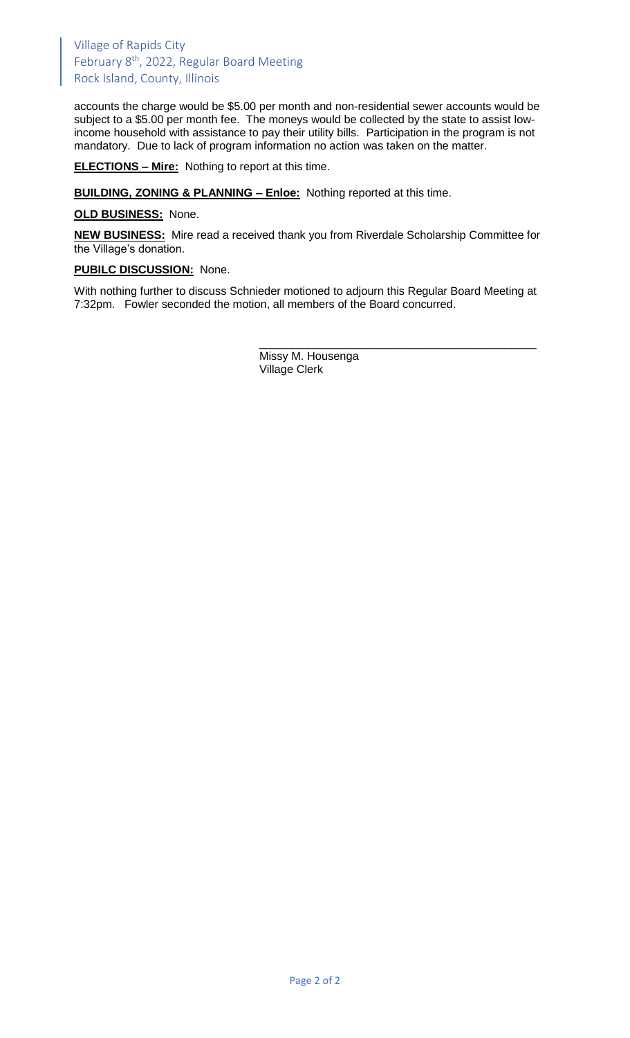accounts the charge would be $5.00 per month and non-residential sewer accounts would be subject to a $5.00 per month fee. The moneys would be collected by the state to assist low-income household with assistance to pay their utility bills. Participation in the program is not mandatory. Due to lack of program information no action was taken on the matter.

**ELECTIONS – Mire:** Nothing to report at this time.

**BUILDING, ZONING & PLANNING – Enloe:** Nothing reported at this time.

**OLD BUSINESS:** None.

**NEW BUSINESS:** Mire read a received thank you from Riverdale Scholarship Committee for the Village's donation.

**PUBILC DISCUSSION:** None.

With nothing further to discuss Schnieder motioned to adjourn this Regular Board Meeting at 7:32pm. Fowler seconded the motion, all members of the Board concurred.

\_\_\_\_\_\_\_\_\_\_\_\_\_\_\_\_\_\_\_\_\_\_\_\_\_\_\_\_\_\_\_\_\_\_\_\_\_\_\_\_\_\_\_

Missy M. Housenga
Village Clerk